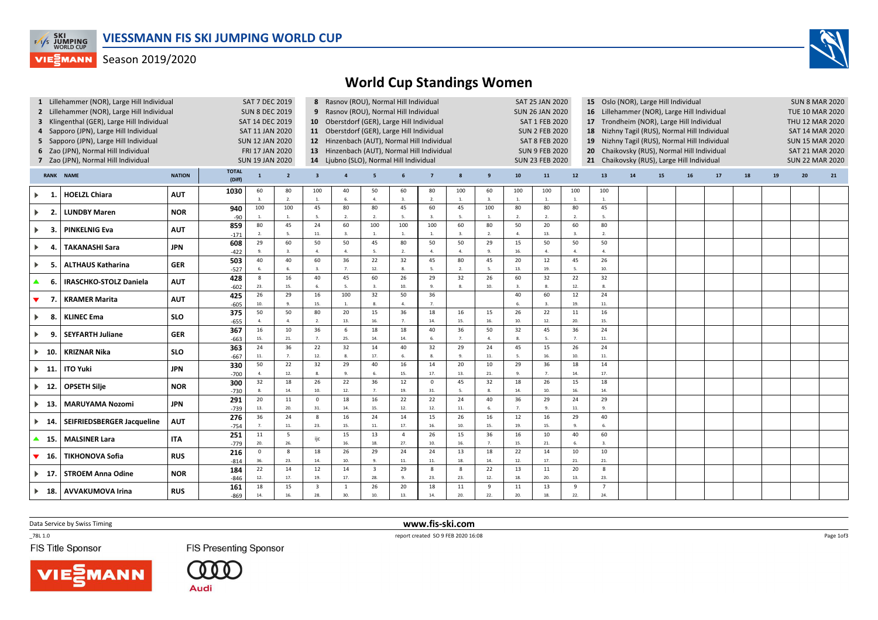# VIESSMANN FIS SKI JUMPING WORLD CUP

Season 2019/2020

## World Cup Standings Women

1 Lillehammer (NOR), Large Hill Individual — SAT 7 DEC 2019
2 Lillehammer (NOR), Large Hill Individual — SUN 8 DEC 2019
3 Klingenthal (GER), Large Hill Individual — SAT 14 DEC 2019
4 Sapporo (JPN), Large Hill Individual — SAT 11 JAN 2020
5 Sapporo (JPN), Large Hill Individual — SUN 12 JAN 2020
6 Zao (JPN), Normal Hill Individual — FRI 17 JAN 2020
7 Zao (JPN), Normal Hill Individual — SUN 19 JAN 2020
8 Rasnov (ROU), Normal Hill Individual — SAT 25 JAN 2020
9 Rasnov (ROU), Normal Hill Individual — SUN 26 JAN 2020
10 Oberstdorf (GER), Large Hill Individual — SAT 1 FEB 2020
11 Oberstdorf (GER), Large Hill Individual — SUN 2 FEB 2020
12 Hinzenbach (AUT), Normal Hill Individual — SAT 8 FEB 2020
13 Hinzenbach (AUT), Normal Hill Individual — SUN 9 FEB 2020
14 Ljubno (SLO), Normal Hill Individual — SUN 23 FEB 2020
15 Oslo (NOR), Large Hill Individual — SUN 8 MAR 2020
16 Lillehammer (NOR), Large Hill Individual — TUE 10 MAR 2020
17 Trondheim (NOR), Large Hill Individual — THU 12 MAR 2020
18 Nizhny Tagil (RUS), Normal Hill Individual — SAT 14 MAR 2020
19 Nizhny Tagil (RUS), Normal Hill Individual — SUN 15 MAR 2020
20 Chaikovsky (RUS), Normal Hill Individual — SAT 21 MAR 2020
21 Chaikovsky (RUS), Large Hill Individual — SUN 22 MAR 2020

| RANK | NAME | NATION | TOTAL (Diff) | 1 | 2 | 3 | 4 | 5 | 6 | 7 | 8 | 9 | 10 | 11 | 12 | 13 | 14 | 15 | 16 | 17 | 18 | 19 | 20 | 21 |
|---|---|---|---|---|---|---|---|---|---|---|---|---|---|---|---|---|---|---|---|---|---|---|---|---|
| ► 1. | HOELZL Chiara | AUT | 1030 | 60 3. | 80 2. | 100 1. | 40 6. | 50 4. | 60 3. | 80 2. | 100 1. | 60 3. | 100 1. | 100 1. | 100 1. | 100 1. | | | | | | | | |
| ► 2. | LUNDBY Maren | NOR | 940 -90 | 100 1. | 100 1. | 45 5. | 80 2. | 80 2. | 45 5. | 60 3. | 45 5. | 100 1. | 80 2. | 80 2. | 80 2. | 45 5. | | | | | | | | |
| ► 3. | PINKELNIG Eva | AUT | 859 -171 | 80 2. | 45 5. | 24 11. | 60 3. | 100 1. | 100 1. | 100 1. | 60 3. | 80 2. | 50 4. | 20 13. | 60 3. | 80 2. | | | | | | | | |
| ► 4. | TAKANASHI Sara | JPN | 608 -422 | 29 9. | 60 3. | 50 4. | 50 4. | 45 5. | 80 2. | 50 4. | 50 4. | 29 9. | 15 16. | 50 4. | 50 4. | 50 4. | | | | | | | | |
| ► 5. | ALTHAUS Katharina | GER | 503 -527 | 40 6. | 40 6. | 60 3. | 36 7. | 22 12. | 32 8. | 45 5. | 80 2. | 45 5. | 20 13. | 12 19. | 45 5. | 26 10. | | | | | | | | |
| ▲ 6. | IRASCHKO-STOLZ Daniela | AUT | 428 -602 | 8 23. | 16 15. | 40 6. | 45 5. | 60 3. | 26 10. | 29 9. | 32 8. | 26 10. | 60 3. | 32 8. | 22 12. | 32 8. | | | | | | | | |
| ▼ 7. | KRAMER Marita | AUT | 425 -605 | 26 10. | 29 9. | 16 15. | 100 1. | 32 8. | 50 4. | 36 7. | | | 40 6. | 60 3. | 12 19. | 24 11. | | | | | | | | |
| ► 8. | KLINEC Ema | SLO | 375 -655 | 50 4. | 50 4. | 80 2. | 20 13. | 15 16. | 36 7. | 18 14. | 16 15. | 15 16. | 26 10. | 22 12. | 11 20. | 16 15. | | | | | | | | |
| ► 9. | SEYFARTH Juliane | GER | 367 -663 | 16 15. | 10 21. | 36 7. | 6 25. | 18 14. | 18 14. | 40 6. | 36 7. | 50 4. | 32 8. | 45 5. | 36 7. | 24 11. | | | | | | | | |
| ► 10. | KRIZNAR Nika | SLO | 363 -667 | 24 11. | 36 7. | 22 12. | 32 8. | 14 17. | 40 6. | 32 8. | 29 9. | 24 11. | 45 5. | 15 16. | 26 10. | 24 11. | | | | | | | | |
| ► 11. | ITO Yuki | JPN | 330 -700 | 50 4. | 22 12. | 32 8. | 29 9. | 40 6. | 16 15. | 14 17. | 20 13. | 10 21. | 29 9. | 36 7. | 18 14. | 14 17. | | | | | | | | |
| ► 12. | OPSETH Silje | NOR | 300 -730 | 32 8. | 18 14. | 26 10. | 22 12. | 36 7. | 12 19. | 0 31. | 45 5. | 32 8. | 18 14. | 26 10. | 15 16. | 18 14. | | | | | | | | |
| ► 13. | MARUYAMA Nozomi | JPN | 291 -739 | 20 13. | 11 20. | 0 31. | 18 14. | 16 15. | 22 12. | 22 12. | 24 11. | 40 6. | 36 7. | 29 9. | 24 11. | 29 9. | | | | | | | | |
| ► 14. | SEIFRIEDSBERGER Jacqueline | AUT | 276 -754 | 36 7. | 24 11. | 8 23. | 16 15. | 24 11. | 14 17. | 15 16. | 26 10. | 16 15. | 12 19. | 16 15. | 29 9. | 40 6. | | | | | | | | |
| ▲ 15. | MALSINER Lara | ITA | 251 -779 | 11 20. | 5 26. | ijc | 15 16. | 13 18. | 4 27. | 26 10. | 15 16. | 36 7. | 16 15. | 10 21. | 40 6. | 60 3. | | | | | | | | |
| ▼ 16. | TIKHONOVA Sofia | RUS | 216 -814 | 0 36. | 8 23. | 18 14. | 26 10. | 29 9. | 24 11. | 24 11. | 13 18. | 18 14. | 22 12. | 14 17. | 10 21. | 10 21. | | | | | | | | |
| ► 17. | STROEM Anna Odine | NOR | 184 -846 | 22 12. | 14 17. | 12 19. | 14 17. | 3 28. | 29 9. | 8 23. | 8 23. | 22 12. | 13 18. | 11 20. | 20 13. | 8 23. | | | | | | | | |
| ► 18. | AVVAKUMOVA Irina | RUS | 161 -869 | 18 14. | 15 16. | 3 28. | 1 30. | 26 10. | 20 13. | 18 14. | 11 20. | 9 22. | 11 20. | 13 18. | 9 22. | 7 24. | | | | | | | | |

Data Service by Swiss Timing

www.fis-ski.com

_78L 1.0 report created SO 9 FEB 2020 16:08

FIS Title Sponsor — VIESSMANN
FIS Presenting Sponsor — Audi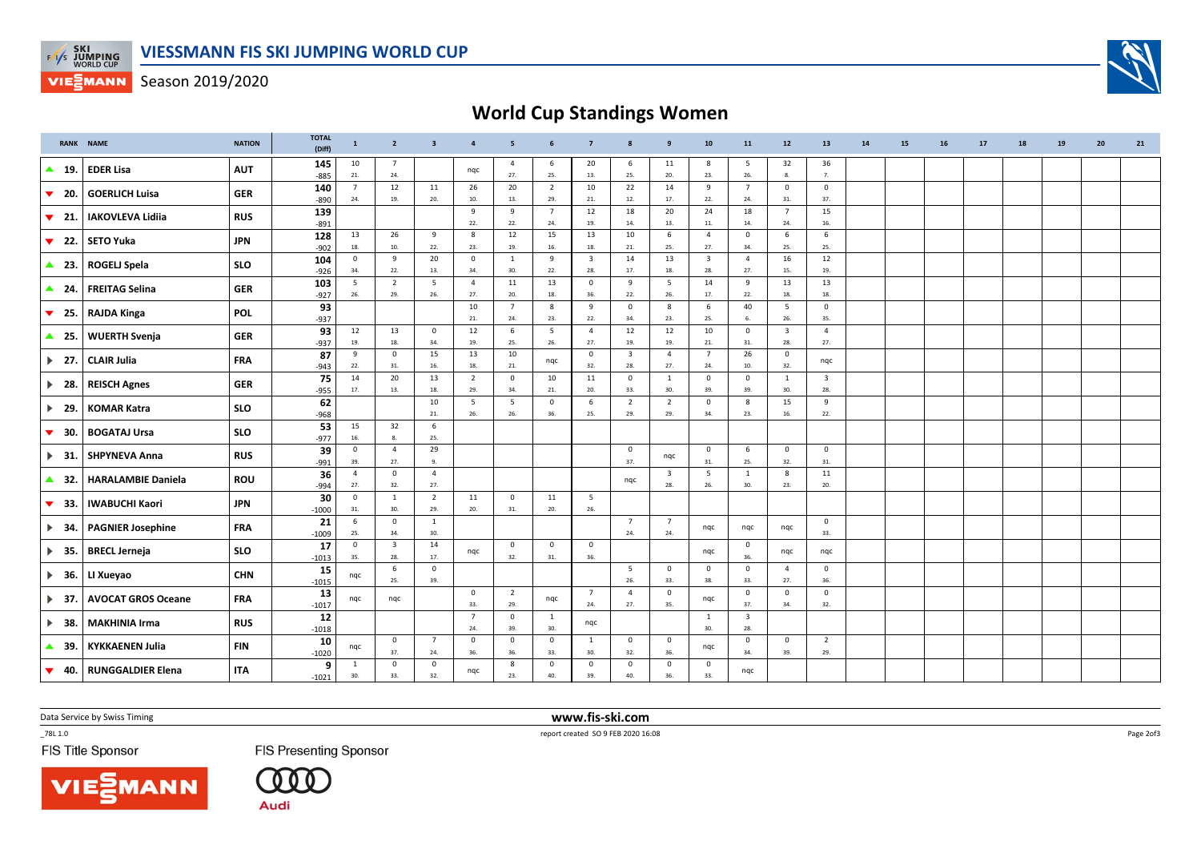# VIESSMANN FIS SKI JUMPING WORLD CUP

Season 2019/2020

## World Cup Standings Women

| RANK | NAME | NATION | TOTAL (Diff) | 1 | 2 | 3 | 4 | 5 | 6 | 7 | 8 | 9 | 10 | 11 | 12 | 13 | 14 | 15 | 16 | 17 | 18 | 19 | 20 | 21 |
|---|---|---|---|---|---|---|---|---|---|---|---|---|---|---|---|---|---|---|---|---|---|---|---|---|
| ▲ 19. | EDER Lisa | AUT | 145<br>-885 | 10<br>21. | 7<br>24. | | nqc | 4<br>27. | 6<br>25. | 20<br>13. | 6<br>25. | 11<br>20. | 8<br>23. | 5<br>26. | 32<br>8. | 36<br>7. | | | | | | | | |
| ▼ 20. | GOERLICH Luisa | GER | 140<br>-890 | 7<br>24. | 12<br>19. | 11<br>20. | 26<br>10. | 20<br>13. | 2<br>29. | 10<br>21. | 22<br>12. | 14<br>17. | 9<br>22. | 7<br>24. | 0<br>31. | 0<br>37. | | | | | | | | |
| ▼ 21. | IAKOVLEVA Lidiia | RUS | 139<br>-891 | | | | 9<br>22. | 9<br>22. | 7<br>24. | 12<br>19. | 18<br>14. | 20<br>13. | 24<br>11. | 18<br>14. | 7<br>24. | 15<br>16. | | | | | | | | |
| ▼ 22. | SETO Yuka | JPN | 128<br>-902 | 13<br>18. | 26<br>10. | 9<br>22. | 8<br>23. | 12<br>19. | 15<br>16. | 13<br>18. | 10<br>21. | 6<br>25. | 4<br>27. | 0<br>34. | 6<br>25. | 6<br>25. | | | | | | | | |
| ▲ 23. | ROGELJ Spela | SLO | 104<br>-926 | 0<br>34. | 9<br>22. | 20<br>13. | 0<br>34. | 1<br>30. | 9<br>22. | 3<br>28. | 14<br>17. | 13<br>18. | 3<br>28. | 4<br>27. | 16<br>15. | 12<br>19. | | | | | | | | |
| ▲ 24. | FREITAG Selina | GER | 103<br>-927 | 5<br>26. | 2<br>29. | 5<br>26. | 4<br>27. | 11<br>20. | 13<br>18. | 0<br>36. | 9<br>22. | 5<br>26. | 14<br>17. | 9<br>22. | 13<br>18. | 13<br>18. | | | | | | | | |
| ▼ 25. | RAJDA Kinga | POL | 93<br>-937 | | | | 10<br>21. | 7<br>24. | 8<br>23. | 9<br>22. | 0<br>34. | 8<br>23. | 6<br>25. | 40<br>6. | 5<br>26. | 0<br>35. | | | | | | | | |
| ▲ 25. | WUERTH Svenja | GER | 93<br>-937 | 12<br>19. | 13<br>18. | 0<br>34. | 12<br>19. | 6<br>25. | 5<br>26. | 4<br>27. | 12<br>19. | 12<br>19. | 10<br>21. | 0<br>31. | 3<br>28. | 4<br>27. | | | | | | | | |
| ► 27. | CLAIR Julia | FRA | 87<br>-943 | 9<br>22. | 0<br>31. | 15<br>16. | 13<br>18. | 10<br>21. | nqc | 0<br>32. | 3<br>28. | 4<br>27. | 7<br>24. | 26<br>10. | 0<br>32. | nqc | | | | | | | | |
| ► 28. | REISCH Agnes | GER | 75<br>-955 | 14<br>17. | 20<br>13. | 13<br>18. | 2<br>29. | 0<br>34. | 10<br>21. | 11<br>20. | 0<br>33. | 1<br>30. | 0<br>39. | 0<br>39. | 1<br>30. | 3<br>28. | | | | | | | | |
| ► 29. | KOMAR Katra | SLO | 62<br>-968 | | | 10<br>21. | 5<br>26. | 5<br>26. | 0<br>36. | 6<br>25. | 2<br>29. | 2<br>29. | 0<br>34. | 8<br>23. | 15<br>16. | 9<br>22. | | | | | | | | |
| ▼ 30. | BOGATAJ Ursa | SLO | 53<br>-977 | 15<br>16. | 32<br>8. | 6<br>25. | | | | | | | | | | | | | | | | | | |
| ► 31. | SHPYNEVA Anna | RUS | 39<br>-991 | 0<br>39. | 4<br>27. | 29<br>9. | | | | | 0<br>37. | nqc | 0<br>31. | 6<br>25. | 0<br>32. | 0<br>31. | | | | | | | | |
| ▲ 32. | HARALAMBIE Daniela | ROU | 36<br>-994 | 4<br>27. | 0<br>32. | 4<br>27. | | | | | nqc | 3<br>28. | 5<br>26. | 1<br>30. | 8<br>23. | 11<br>20. | | | | | | | | |
| ▼ 33. | IWABUCHI Kaori | JPN | 30<br>-1000 | 0<br>31. | 1<br>30. | 2<br>29. | 11<br>20. | 0<br>31. | 11<br>20. | 5<br>26. | | | | | | | | | | | | | | |
| ► 34. | PAGNIER Josephine | FRA | 21<br>-1009 | 6<br>25. | 0<br>34. | 1<br>30. | | | | | 7<br>24. | 7<br>24. | nqc | nqc | nqc | 0<br>33. | | | | | | | | |
| ► 35. | BRECL Jerneja | SLO | 17<br>-1013 | 0<br>35. | 3<br>28. | 14<br>17. | nqc | 0<br>32. | 0<br>31. | 0<br>36. | | | nqc | 0<br>36. | nqc | nqc | | | | | | | | |
| ► 36. | LI Xueyao | CHN | 15<br>-1015 | nqc | 6<br>25. | 0<br>39. | | | | | 5<br>26. | 0<br>33. | 0<br>38. | 0<br>33. | 4<br>27. | 0<br>36. | | | | | | | | |
| ► 37. | AVOCAT GROS Oceane | FRA | 13<br>-1017 | nqc | nqc | | 0<br>33. | 2<br>29. | nqc | 7<br>24. | 4<br>27. | 0<br>35. | nqc | 0<br>37. | 0<br>34. | 0<br>32. | | | | | | | | |
| ► 38. | MAKHINIA Irma | RUS | 12<br>-1018 | | | | 7<br>24. | 0<br>39. | 1<br>30. | nqc | | | 1<br>30. | 3<br>28. | | | | | | | | | | |
| ▲ 39. | KYKKAENEN Julia | FIN | 10<br>-1020 | nqc | 0<br>37. | 7<br>24. | 0<br>36. | 0<br>36. | 0<br>33. | 1<br>30. | 0<br>32. | 0<br>36. | nqc | 0<br>34. | 0<br>39. | 2<br>29. | | | | | | | | |
| ▼ 40. | RUNGGALDIER Elena | ITA | 9<br>-1021 | 1<br>30. | 0<br>33. | 0<br>32. | nqc | 8<br>23. | 0<br>40. | 0<br>39. | 0<br>40. | 0<br>36. | 0<br>33. | nqc | | | | | | | | | | |

Data Service by Swiss Timing

www.fis-ski.com

_78L 1.0

report created SO 9 FEB 2020 16:08

FIS Title Sponsor

FIS Presenting Sponsor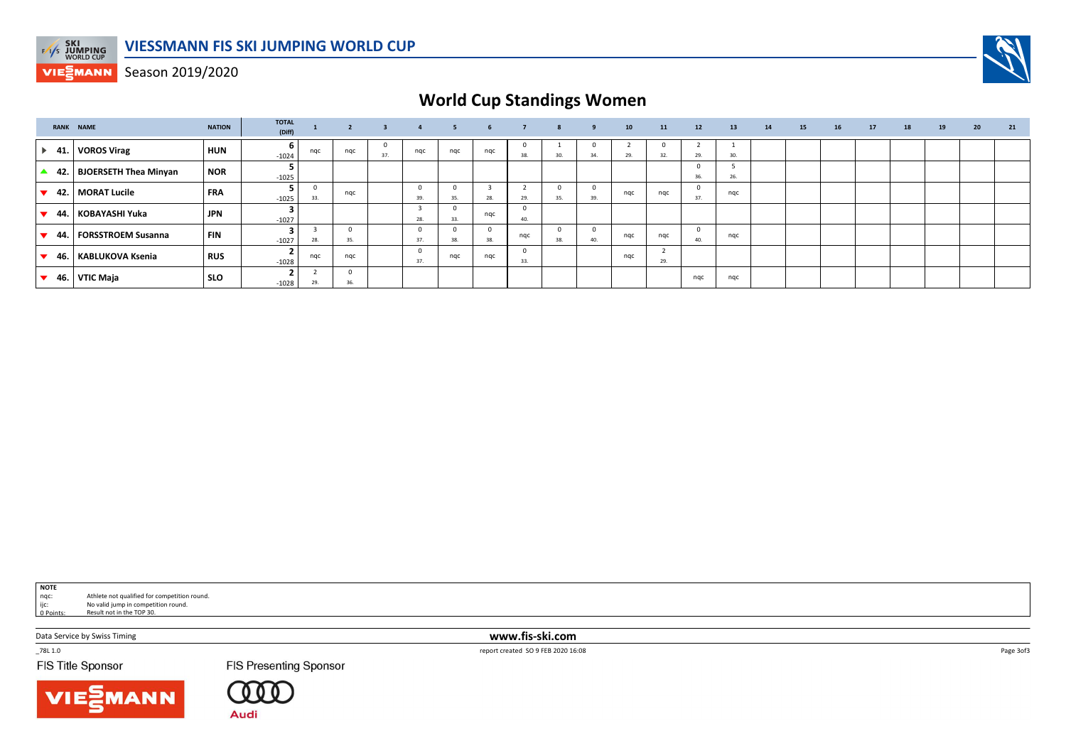# VIESSMANN FIS SKI JUMPING WORLD CUP

Season 2019/2020

## World Cup Standings Women

| | RANK | NAME | NATION | TOTAL (Diff) | 1 | 2 | 3 | 4 | 5 | 6 | 7 | 8 | 9 | 10 | 11 | 12 | 13 | 14 | 15 | 16 | 17 | 18 | 19 | 20 | 21 |
|---|---|---|---|---|---|---|---|---|---|---|---|---|---|---|---|---|---|---|---|---|---|---|---|---|---|
| ▶ | 41. | VOROS Virag | HUN | 6 -1024 | nqc | nqc | 0 37. | nqc | nqc | nqc | 0 38. | 1 30. | 0 34. | 2 29. | 0 32. | 2 29. | 1 30. | | | | | | | | |
| ▲ | 42. | BJOERSETH Thea Minyan | NOR | 5 -1025 | | | | | | | | | | | | 0 36. | 5 26. | | | | | | | | |
| ▼ | 42. | MORAT Lucile | FRA | 5 -1025 | 0 33. | nqc | | 0 39. | 0 35. | 3 28. | 2 29. | 0 35. | 0 39. | nqc | nqc | 0 37. | nqc | | | | | | | | |
| ▼ | 44. | KOBAYASHI Yuka | JPN | 3 -1027 | | | | 3 28. | 0 33. | nqc | 0 40. | | | | | | | | | | | | | | |
| ▼ | 44. | FORSSTROEM Susanna | FIN | 3 -1027 | 3 28. | 0 35. | | 0 37. | 0 38. | 0 38. | nqc | 0 38. | 0 40. | nqc | nqc | 0 40. | nqc | | | | | | | | |
| ▼ | 46. | KABLUKOVA Ksenia | RUS | 2 -1028 | nqc | nqc | | 0 37. | nqc | nqc | 0 33. | | | nqc | 2 29. | | | | | | | | | | |
| ▼ | 46. | VTIC Maja | SLO | 2 -1028 | 2 29. | 0 36. | | | | | | | | | | nqc | nqc | | | | | | | | |

**NOTE**

nqc: Athlete not qualified for competition round.
ijc: No valid jump in competition round.
0 Points: Result not in the TOP 30.

Data Service by Swiss Timing

www.fis-ski.com

_78L 1.0

report created SO 9 FEB 2020 16:08

FIS Title Sponsor

FIS Presenting Sponsor